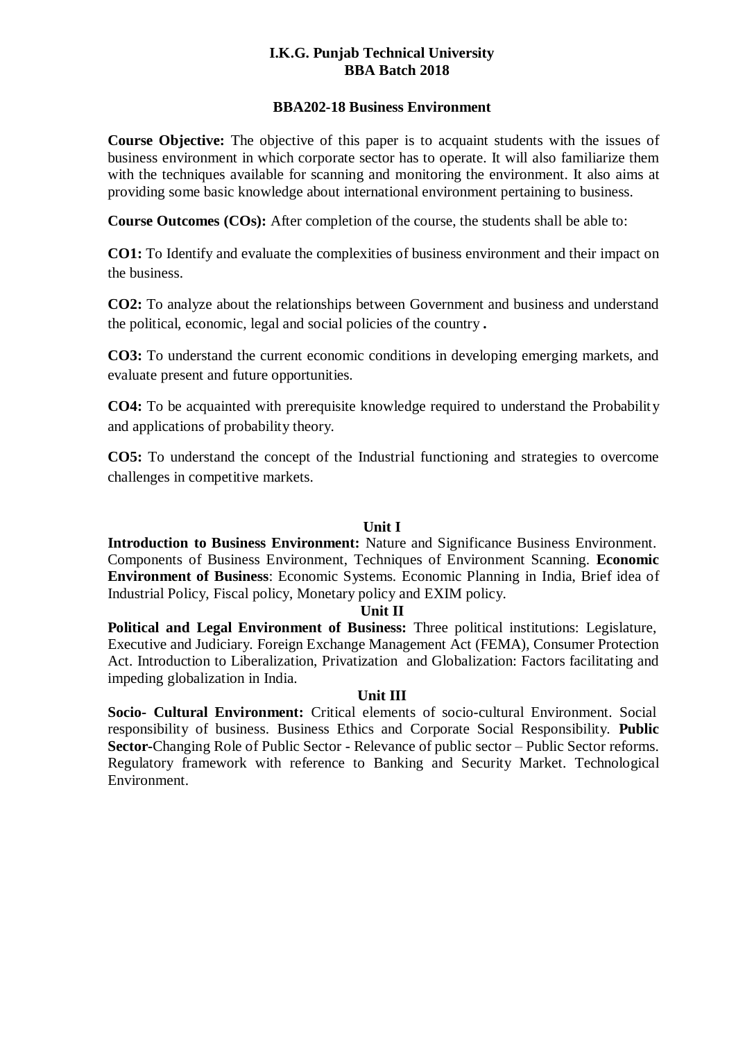**I.K.G. Punjab Technical University**
**BBA Batch 2018**

## BBA202-18 Business Environment

**Course Objective:** The objective of this paper is to acquaint students with the issues of business environment in which corporate sector has to operate. It will also familiarize them with the techniques available for scanning and monitoring the environment. It also aims at providing some basic knowledge about international environment pertaining to business.

**Course Outcomes (COs):** After completion of the course, the students shall be able to:

**CO1:** To Identify and evaluate the complexities of business environment and their impact on the business.

**CO2:** To analyze about the relationships between Government and business and understand the political, economic, legal and social policies of the country **.**

**CO3:** To understand the current economic conditions in developing emerging markets, and evaluate present and future opportunities.

**CO4:** To be acquainted with prerequisite knowledge required to understand the Probability and applications of probability theory.

**CO5:** To understand the concept of the Industrial functioning and strategies to overcome challenges in competitive markets.

### Unit I

**Introduction to Business Environment:** Nature and Significance Business Environment. Components of Business Environment, Techniques of Environment Scanning. **Economic Environment of Business**: Economic Systems. Economic Planning in India, Brief idea of Industrial Policy, Fiscal policy, Monetary policy and EXIM policy.

### Unit II

**Political and Legal Environment of Business:** Three political institutions: Legislature, Executive and Judiciary. Foreign Exchange Management Act (FEMA), Consumer Protection Act. Introduction to Liberalization, Privatization and Globalization: Factors facilitating and impeding globalization in India.

### Unit III

**Socio- Cultural Environment:** Critical elements of socio-cultural Environment. Social responsibility of business. Business Ethics and Corporate Social Responsibility. **Public Sector-**Changing Role of Public Sector - Relevance of public sector – Public Sector reforms. Regulatory framework with reference to Banking and Security Market. Technological Environment.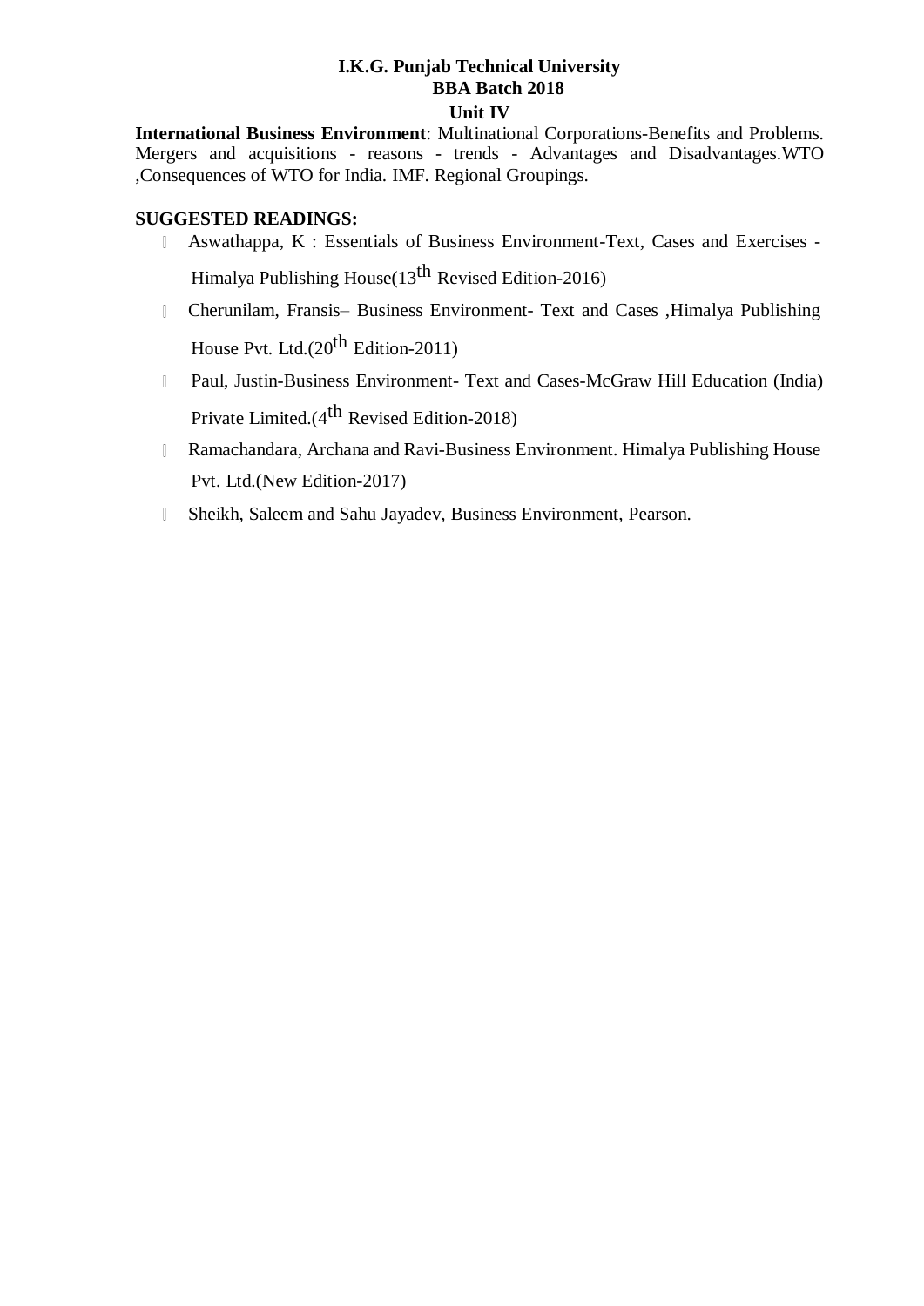**I.K.G. Punjab Technical University**
**BBA Batch 2018**

**Unit IV**

**International Business Environment**: Multinational Corporations-Benefits and Problems. Mergers and acquisitions - reasons - trends - Advantages and Disadvantages.WTO ,Consequences of WTO for India. IMF. Regional Groupings.

**SUGGESTED READINGS:**

- Aswathappa, K : Essentials of Business Environment-Text, Cases and Exercises - Himalya Publishing House(13th Revised Edition-2016)
- Cherunilam, Fransis– Business Environment- Text and Cases ,Himalya Publishing House Pvt. Ltd.(20th Edition-2011)
- Paul, Justin-Business Environment- Text and Cases-McGraw Hill Education (India) Private Limited.(4th Revised Edition-2018)
- Ramachandara, Archana and Ravi-Business Environment. Himalya Publishing House Pvt. Ltd.(New Edition-2017)
- Sheikh, Saleem and Sahu Jayadev, Business Environment, Pearson.